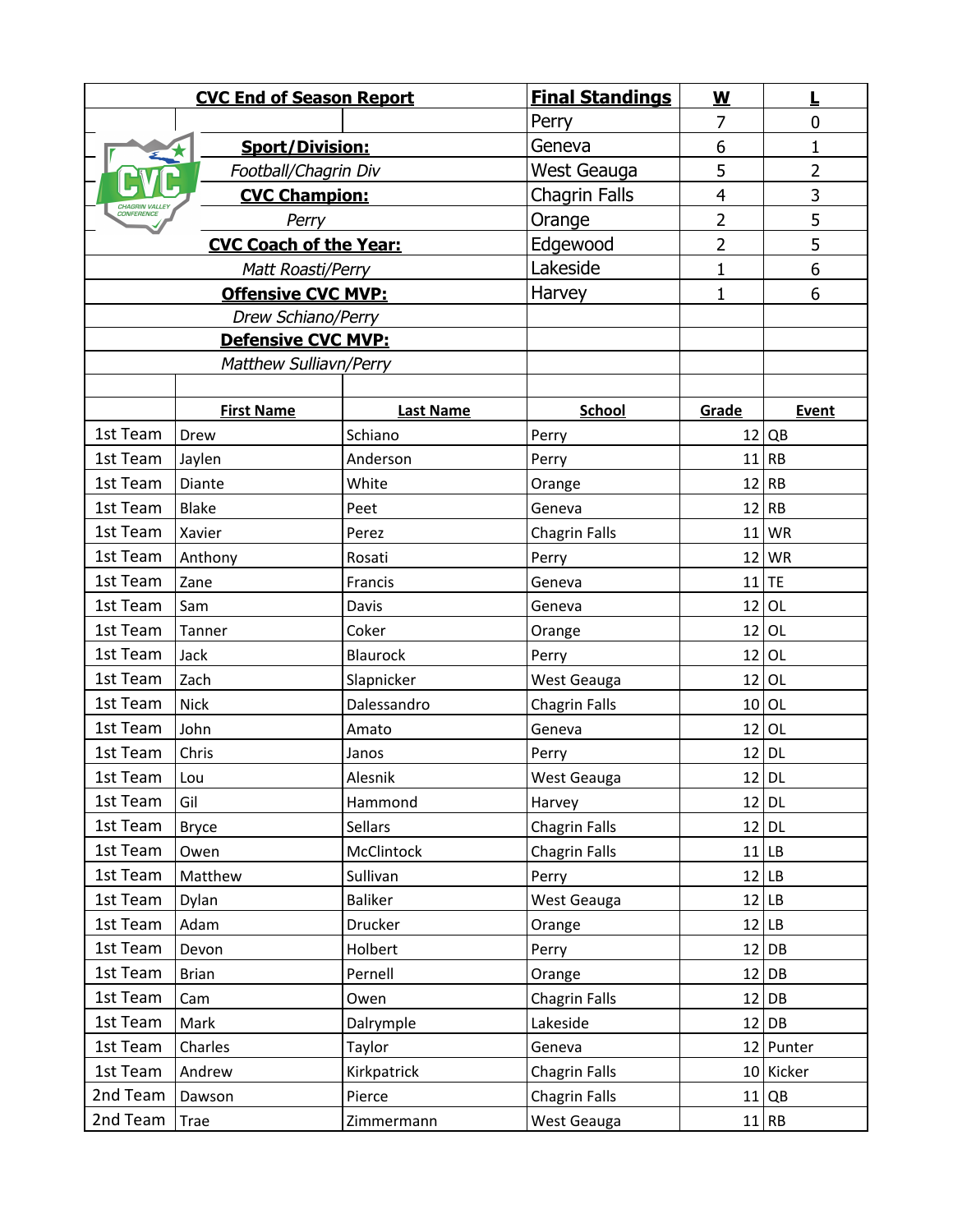## CVC End of Season Report

**Sport/Division:**
*Football/Chagrin Div*

**CVC Champion:**
*Perry*

**CVC Coach of the Year:**
*Matt Roasti/Perry*

**Offensive CVC MVP:**
*Drew Schiano/Perry*

**Defensive CVC MVP:**
*Matthew Sulliavn/Perry*

| Final Standings | W | L |
|---|---|---|
| Perry | 7 | 0 |
| Geneva | 6 | 1 |
| West Geauga | 5 | 2 |
| Chagrin Falls | 4 | 3 |
| Orange | 2 | 5 |
| Edgewood | 2 | 5 |
| Lakeside | 1 | 6 |
| Harvey | 1 | 6 |

| | First Name | Last Name | School | Grade | Event |
|---|---|---|---|---|---|
| 1st Team | Drew | Schiano | Perry | 12 | QB |
| 1st Team | Jaylen | Anderson | Perry | 11 | RB |
| 1st Team | Diante | White | Orange | 12 | RB |
| 1st Team | Blake | Peet | Geneva | 12 | RB |
| 1st Team | Xavier | Perez | Chagrin Falls | 11 | WR |
| 1st Team | Anthony | Rosati | Perry | 12 | WR |
| 1st Team | Zane | Francis | Geneva | 11 | TE |
| 1st Team | Sam | Davis | Geneva | 12 | OL |
| 1st Team | Tanner | Coker | Orange | 12 | OL |
| 1st Team | Jack | Blaurock | Perry | 12 | OL |
| 1st Team | Zach | Slapnicker | West Geauga | 12 | OL |
| 1st Team | Nick | Dalessandro | Chagrin Falls | 10 | OL |
| 1st Team | John | Amato | Geneva | 12 | OL |
| 1st Team | Chris | Janos | Perry | 12 | DL |
| 1st Team | Lou | Alesnik | West Geauga | 12 | DL |
| 1st Team | Gil | Hammond | Harvey | 12 | DL |
| 1st Team | Bryce | Sellars | Chagrin Falls | 12 | DL |
| 1st Team | Owen | McClintock | Chagrin Falls | 11 | LB |
| 1st Team | Matthew | Sullivan | Perry | 12 | LB |
| 1st Team | Dylan | Baliker | West Geauga | 12 | LB |
| 1st Team | Adam | Drucker | Orange | 12 | LB |
| 1st Team | Devon | Holbert | Perry | 12 | DB |
| 1st Team | Brian | Pernell | Orange | 12 | DB |
| 1st Team | Cam | Owen | Chagrin Falls | 12 | DB |
| 1st Team | Mark | Dalrymple | Lakeside | 12 | DB |
| 1st Team | Charles | Taylor | Geneva | 12 | Punter |
| 1st Team | Andrew | Kirkpatrick | Chagrin Falls | 10 | Kicker |
| 2nd Team | Dawson | Pierce | Chagrin Falls | 11 | QB |
| 2nd Team | Trae | Zimmermann | West Geauga | 11 | RB |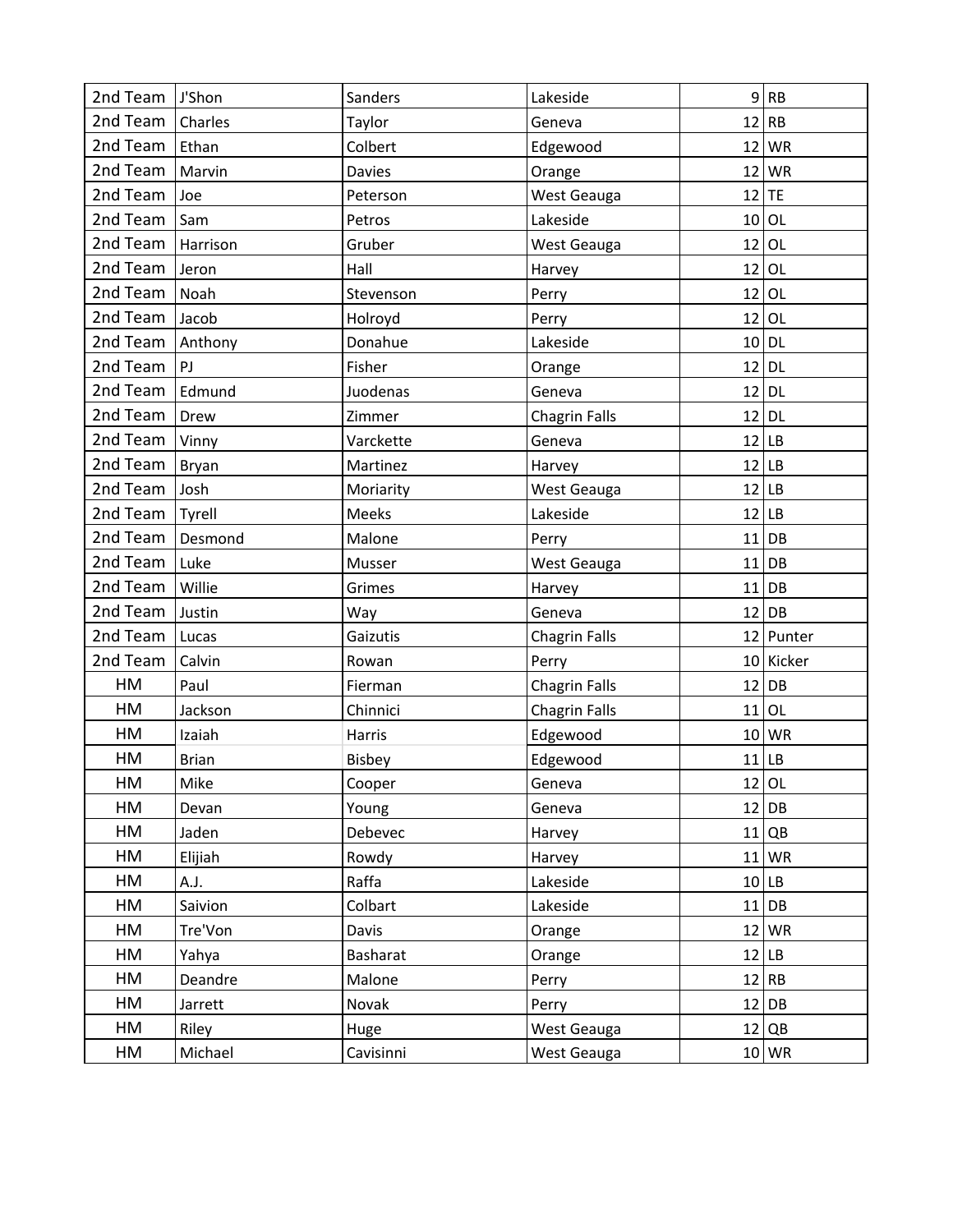| | | | | | |
|---|---|---|---|---|---|
| 2nd Team | J'Shon | Sanders | Lakeside | 9 | RB |
| 2nd Team | Charles | Taylor | Geneva | 12 | RB |
| 2nd Team | Ethan | Colbert | Edgewood | 12 | WR |
| 2nd Team | Marvin | Davies | Orange | 12 | WR |
| 2nd Team | Joe | Peterson | West Geauga | 12 | TE |
| 2nd Team | Sam | Petros | Lakeside | 10 | OL |
| 2nd Team | Harrison | Gruber | West Geauga | 12 | OL |
| 2nd Team | Jeron | Hall | Harvey | 12 | OL |
| 2nd Team | Noah | Stevenson | Perry | 12 | OL |
| 2nd Team | Jacob | Holroyd | Perry | 12 | OL |
| 2nd Team | Anthony | Donahue | Lakeside | 10 | DL |
| 2nd Team | PJ | Fisher | Orange | 12 | DL |
| 2nd Team | Edmund | Juodenas | Geneva | 12 | DL |
| 2nd Team | Drew | Zimmer | Chagrin Falls | 12 | DL |
| 2nd Team | Vinny | Varckette | Geneva | 12 | LB |
| 2nd Team | Bryan | Martinez | Harvey | 12 | LB |
| 2nd Team | Josh | Moriarity | West Geauga | 12 | LB |
| 2nd Team | Tyrell | Meeks | Lakeside | 12 | LB |
| 2nd Team | Desmond | Malone | Perry | 11 | DB |
| 2nd Team | Luke | Musser | West Geauga | 11 | DB |
| 2nd Team | Willie | Grimes | Harvey | 11 | DB |
| 2nd Team | Justin | Way | Geneva | 12 | DB |
| 2nd Team | Lucas | Gaizutis | Chagrin Falls | 12 | Punter |
| 2nd Team | Calvin | Rowan | Perry | 10 | Kicker |
| HM | Paul | Fierman | Chagrin Falls | 12 | DB |
| HM | Jackson | Chinnici | Chagrin Falls | 11 | OL |
| HM | Izaiah | Harris | Edgewood | 10 | WR |
| HM | Brian | Bisbey | Edgewood | 11 | LB |
| HM | Mike | Cooper | Geneva | 12 | OL |
| HM | Devan | Young | Geneva | 12 | DB |
| HM | Jaden | Debevec | Harvey | 11 | QB |
| HM | Elijiah | Rowdy | Harvey | 11 | WR |
| HM | A.J. | Raffa | Lakeside | 10 | LB |
| HM | Saivion | Colbart | Lakeside | 11 | DB |
| HM | Tre'Von | Davis | Orange | 12 | WR |
| HM | Yahya | Basharat | Orange | 12 | LB |
| HM | Deandre | Malone | Perry | 12 | RB |
| HM | Jarrett | Novak | Perry | 12 | DB |
| HM | Riley | Huge | West Geauga | 12 | QB |
| HM | Michael | Cavisinni | West Geauga | 10 | WR |